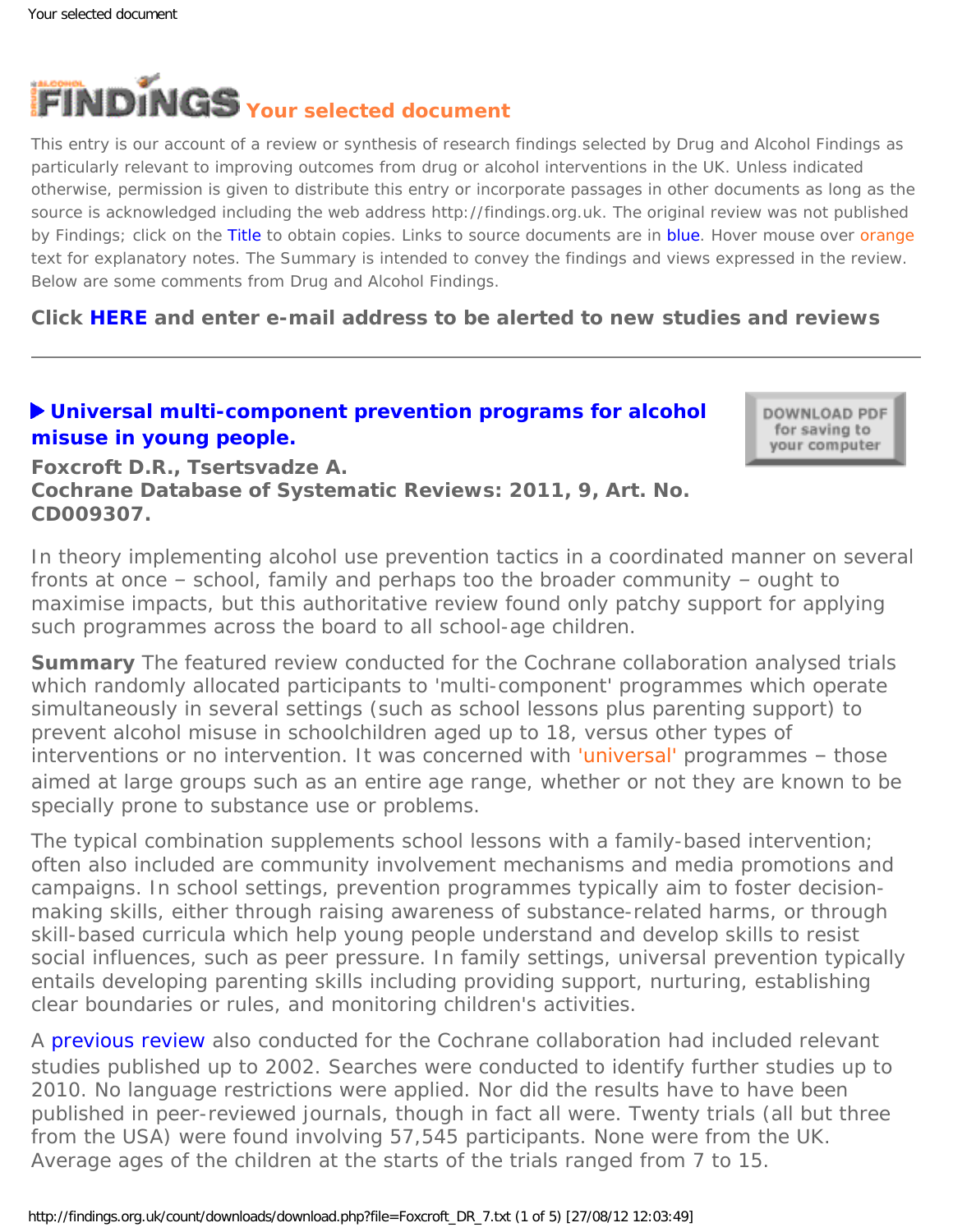# Your selected document

This entry is our account of a review or synthesis of research findings selected by Drug and Alcohol Findings as particularly relevant to improving outcomes from drug or alcohol interventions in the UK. Unless indicated otherwise, permission is given to distribute this entry or incorporate passages in other documents as long as the source is acknowledged including the web address http://findings.org.uk. The original review was not published by Findings; click on the Title to obtain copies. Links to source documents are in blue. Hover mouse over orange text for explanatory notes. The Summary is intended to convey the findings and views expressed in the review. Below are some comments from Drug and Alcohol Findings.

**Click HERE and enter e-mail address to be alerted to new studies and reviews**

---

## ▶ Universal multi-component prevention programs for alcohol misuse in young people.

DOWNLOAD PDF for saving to your computer

**Foxcroft D.R., Tsertsvadze A.**
**Cochrane Database of Systematic Reviews: 2011, 9, Art. No. CD009307.**

In theory implementing alcohol use prevention tactics in a coordinated manner on several fronts at once – school, family and perhaps too the broader community – ought to maximise impacts, but this authoritative review found only patchy support for applying such programmes across the board to all school-age children.

**Summary** The featured review conducted for the Cochrane collaboration analysed trials which randomly allocated participants to 'multi-component' programmes which operate simultaneously in several settings (such as school lessons plus parenting support) to prevent alcohol misuse in schoolchildren aged up to 18, versus other types of interventions or no intervention. It was concerned with 'universal' programmes – those aimed at large groups such as an entire age range, whether or not they are known to be specially prone to substance use or problems.

The typical combination supplements school lessons with a family-based intervention; often also included are community involvement mechanisms and media promotions and campaigns. In school settings, prevention programmes typically aim to foster decision-making skills, either through raising awareness of substance-related harms, or through skill-based curricula which help young people understand and develop skills to resist social influences, such as peer pressure. In family settings, universal prevention typically entails developing parenting skills including providing support, nurturing, establishing clear boundaries or rules, and monitoring children's activities.

A previous review also conducted for the Cochrane collaboration had included relevant studies published up to 2002. Searches were conducted to identify further studies up to 2010. No language restrictions were applied. Nor did the results have to have been published in peer-reviewed journals, though in fact all were. Twenty trials (all but three from the USA) were found involving 57,545 participants. None were from the UK. Average ages of the children at the starts of the trials ranged from 7 to 15.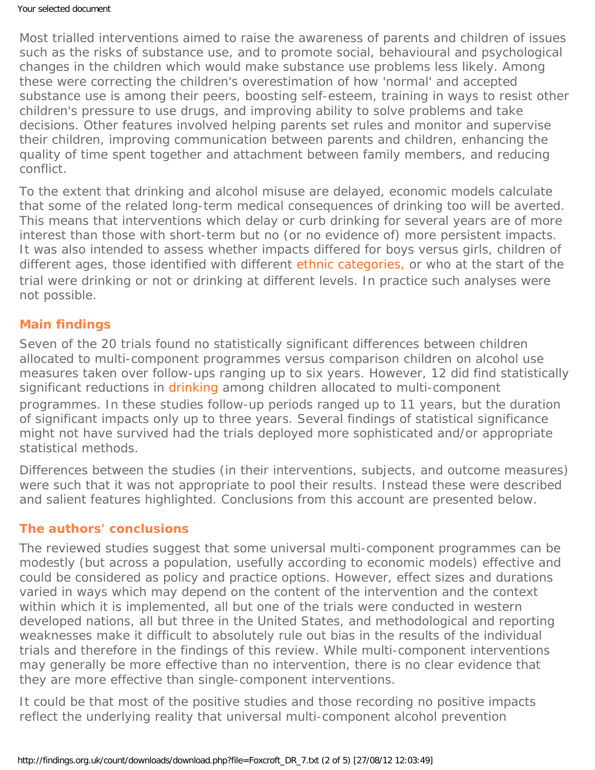Most trialled interventions aimed to raise the awareness of parents and children of issues such as the risks of substance use, and to promote social, behavioural and psychological changes in the children which would make substance use problems less likely. Among these were correcting the children's overestimation of how 'normal' and accepted substance use is among their peers, boosting self-esteem, training in ways to resist other children's pressure to use drugs, and improving ability to solve problems and take decisions. Other features involved helping parents set rules and monitor and supervise their children, improving communication between parents and children, enhancing the quality of time spent together and attachment between family members, and reducing conflict.

To the extent that drinking and alcohol misuse are delayed, economic models calculate that some of the related long-term medical consequences of drinking too will be averted. This means that interventions which delay or curb drinking for several years are of more interest than those with short-term but no (or no evidence of) more persistent impacts. It was also intended to assess whether impacts differed for boys versus girls, children of different ages, those identified with different ethnic categories, or who at the start of the trial were drinking or not or drinking at different levels. In practice such analyses were not possible.

## Main findings

Seven of the 20 trials found no statistically significant differences between children allocated to multi-component programmes versus comparison children on alcohol use measures taken over follow-ups ranging up to six years. However, 12 did find statistically significant reductions in drinking among children allocated to multi-component programmes. In these studies follow-up periods ranged up to 11 years, but the duration of significant impacts only up to three years. Several findings of statistical significance might not have survived had the trials deployed more sophisticated and/or appropriate statistical methods.

Differences between the studies (in their interventions, subjects, and outcome measures) were such that it was not appropriate to pool their results. Instead these were described and salient features highlighted. Conclusions from this account are presented below.

## The authors' conclusions

The reviewed studies suggest that some universal multi-component programmes can be modestly (but across a population, usefully according to economic models) effective and could be considered as policy and practice options. However, effect sizes and durations varied in ways which may depend on the content of the intervention and the context within which it is implemented, all but one of the trials were conducted in western developed nations, all but three in the United States, and methodological and reporting weaknesses make it difficult to absolutely rule out bias in the results of the individual trials and therefore in the findings of this review. While multi-component interventions may generally be more effective than no intervention, there is no clear evidence that they are more effective than single-component interventions.

It could be that most of the positive studies and those recording no positive impacts reflect the underlying reality that universal multi-component alcohol prevention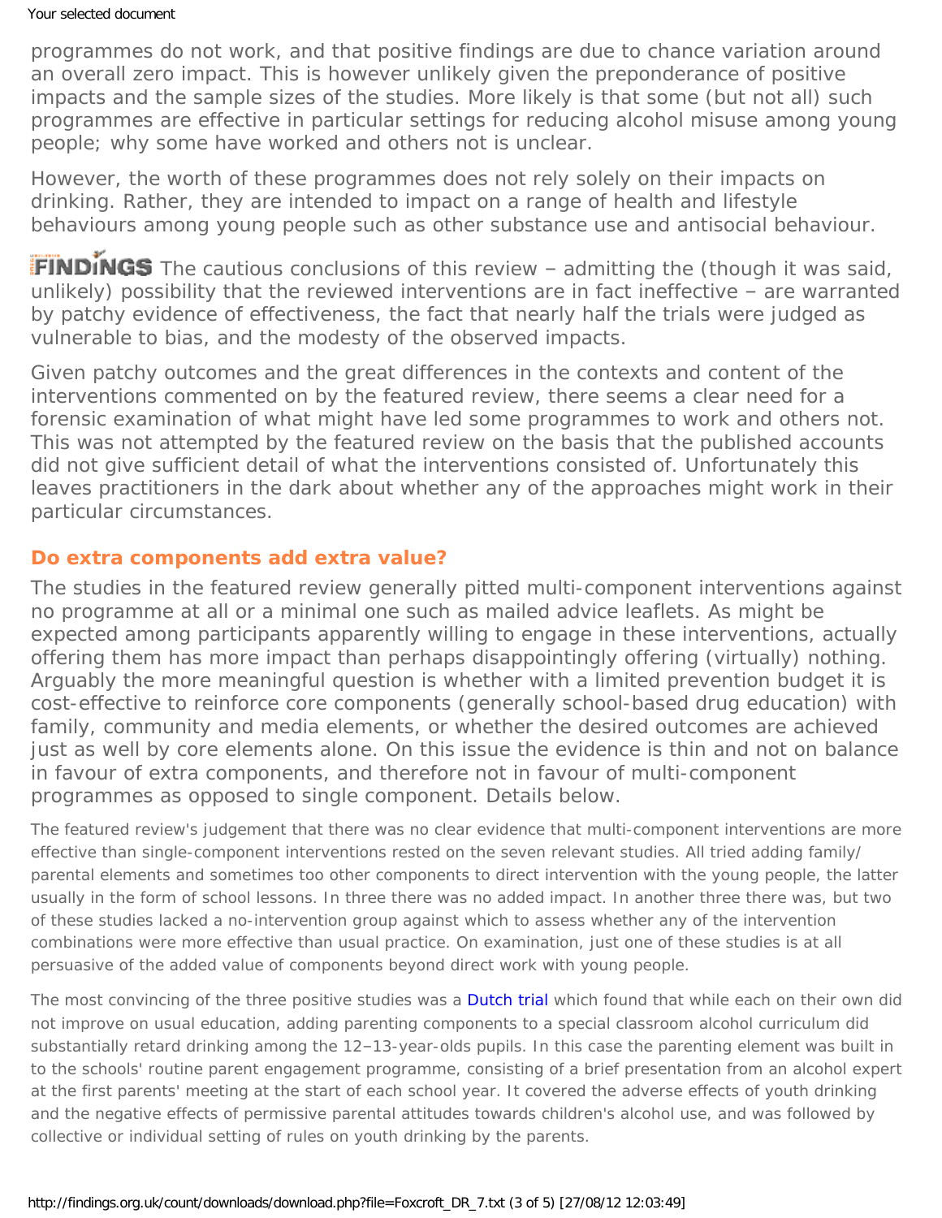programmes do not work, and that positive findings are due to chance variation around an overall zero impact. This is however unlikely given the preponderance of positive impacts and the sample sizes of the studies. More likely is that some (but not all) such programmes are effective in particular settings for reducing alcohol misuse among young people; why some have worked and others not is unclear.

However, the worth of these programmes does not rely solely on their impacts on drinking. Rather, they are intended to impact on a range of health and lifestyle behaviours among young people such as other substance use and antisocial behaviour.

**FINDINGS** The cautious conclusions of this review – admitting the (though it was said, unlikely) possibility that the reviewed interventions are in fact ineffective – are warranted by patchy evidence of effectiveness, the fact that nearly half the trials were judged as vulnerable to bias, and the modesty of the observed impacts.

Given patchy outcomes and the great differences in the contexts and content of the interventions commented on by the featured review, there seems a clear need for a forensic examination of what might have led some programmes to work and others not. This was not attempted by the featured review on the basis that the published accounts did not give sufficient detail of what the interventions consisted of. Unfortunately this leaves practitioners in the dark about whether any of the approaches might work in their particular circumstances.

## Do extra components add extra value?

The studies in the featured review generally pitted multi-component interventions against no programme at all or a minimal one such as mailed advice leaflets. As might be expected among participants apparently willing to engage in these interventions, actually offering them has more impact than perhaps disappointingly offering (virtually) nothing. Arguably the more meaningful question is whether with a limited prevention budget it is cost-effective to reinforce core components (generally school-based drug education) with family, community and media elements, or whether the desired outcomes are achieved just as well by core elements alone. On this issue the evidence is thin and not on balance in favour of extra components, and therefore not in favour of multi-component programmes as opposed to single component. Details below.

The featured review's judgement that there was no clear evidence that multi-component interventions are more effective than single-component interventions rested on the seven relevant studies. All tried adding family/parental elements and sometimes too other components to direct intervention with the young people, the latter usually in the form of school lessons. In three there was no added impact. In another three there was, but two of these studies lacked a no-intervention group against which to assess whether any of the intervention combinations were more effective than usual practice. On examination, just one of these studies is at all persuasive of the added value of components beyond direct work with young people.

The most convincing of the three positive studies was a Dutch trial which found that while each on their own did not improve on usual education, adding parenting components to a special classroom alcohol curriculum did substantially retard drinking among the 12–13-year-olds pupils. In this case the parenting element was built in to the schools' routine parent engagement programme, consisting of a brief presentation from an alcohol expert at the first parents' meeting at the start of each school year. It covered the adverse effects of youth drinking and the negative effects of permissive parental attitudes towards children's alcohol use, and was followed by collective or individual setting of rules on youth drinking by the parents.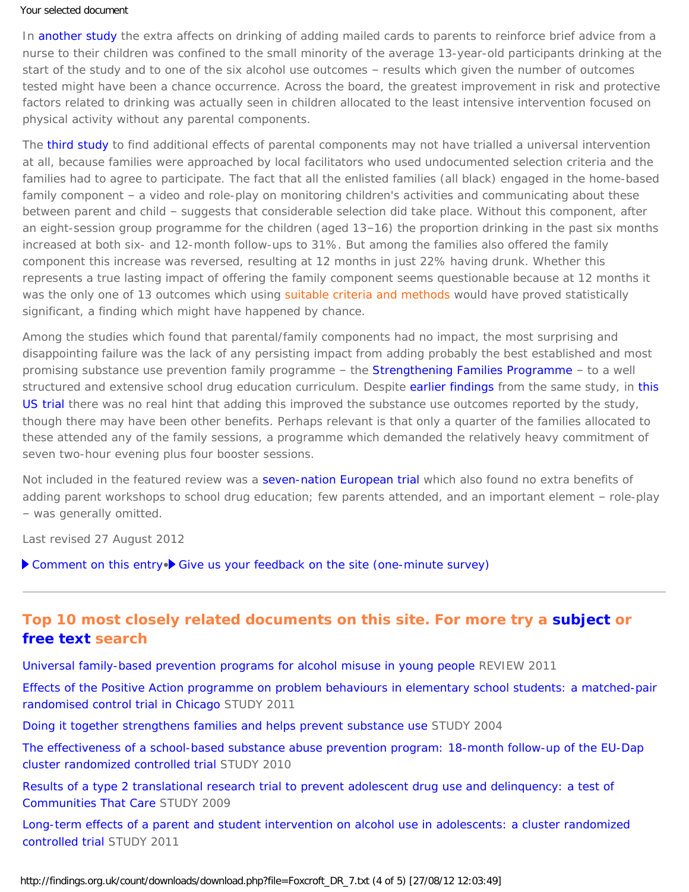In another study the extra affects on drinking of adding mailed cards to parents to reinforce brief advice from a nurse to their children was confined to the small minority of the average 13-year-old participants drinking at the start of the study and to one of the six alcohol use outcomes – results which given the number of outcomes tested might have been a chance occurrence. Across the board, the greatest improvement in risk and protective factors related to drinking was actually seen in children allocated to the least intensive intervention focused on physical activity without any parental components.

The third study to find additional effects of parental components may not have trialled a universal intervention at all, because families were approached by local facilitators who used undocumented selection criteria and the families had to agree to participate. The fact that all the enlisted families (all black) engaged in the home-based family component – a video and role-play on monitoring children's activities and communicating about these between parent and child – suggests that considerable selection did take place. Without this component, after an eight-session group programme for the children (aged 13–16) the proportion drinking in the past six months increased at both six- and 12-month follow-ups to 31%. But among the families also offered the family component this increase was reversed, resulting at 12 months in just 22% having drunk. Whether this represents a true lasting impact of offering the family component seems questionable because at 12 months it was the only one of 13 outcomes which using suitable criteria and methods would have proved statistically significant, a finding which might have happened by chance.

Among the studies which found that parental/family components had no impact, the most surprising and disappointing failure was the lack of any persisting impact from adding probably the best established and most promising substance use prevention family programme – the Strengthening Families Programme – to a well structured and extensive school drug education curriculum. Despite earlier findings from the same study, in this US trial there was no real hint that adding this improved the substance use outcomes reported by the study, though there may have been other benefits. Perhaps relevant is that only a quarter of the families allocated to these attended any of the family sessions, a programme which demanded the relatively heavy commitment of seven two-hour evening plus four booster sessions.

Not included in the featured review was a seven-nation European trial which also found no extra benefits of adding parent workshops to school drug education; few parents attended, and an important element – role-play – was generally omitted.

Last revised 27 August 2012

▶ Comment on this entry • ▶ Give us your feedback on the site (one-minute survey)

---

## Top 10 most closely related documents on this site. For more try a subject or free text search

Universal family-based prevention programs for alcohol misuse in young people REVIEW 2011

Effects of the Positive Action programme on problem behaviours in elementary school students: a matched-pair randomised control trial in Chicago STUDY 2011

Doing it together strengthens families and helps prevent substance use STUDY 2004

The effectiveness of a school-based substance abuse prevention program: 18-month follow-up of the EU-Dap cluster randomized controlled trial STUDY 2010

Results of a type 2 translational research trial to prevent adolescent drug use and delinquency: a test of Communities That Care STUDY 2009

Long-term effects of a parent and student intervention on alcohol use in adolescents: a cluster randomized controlled trial STUDY 2011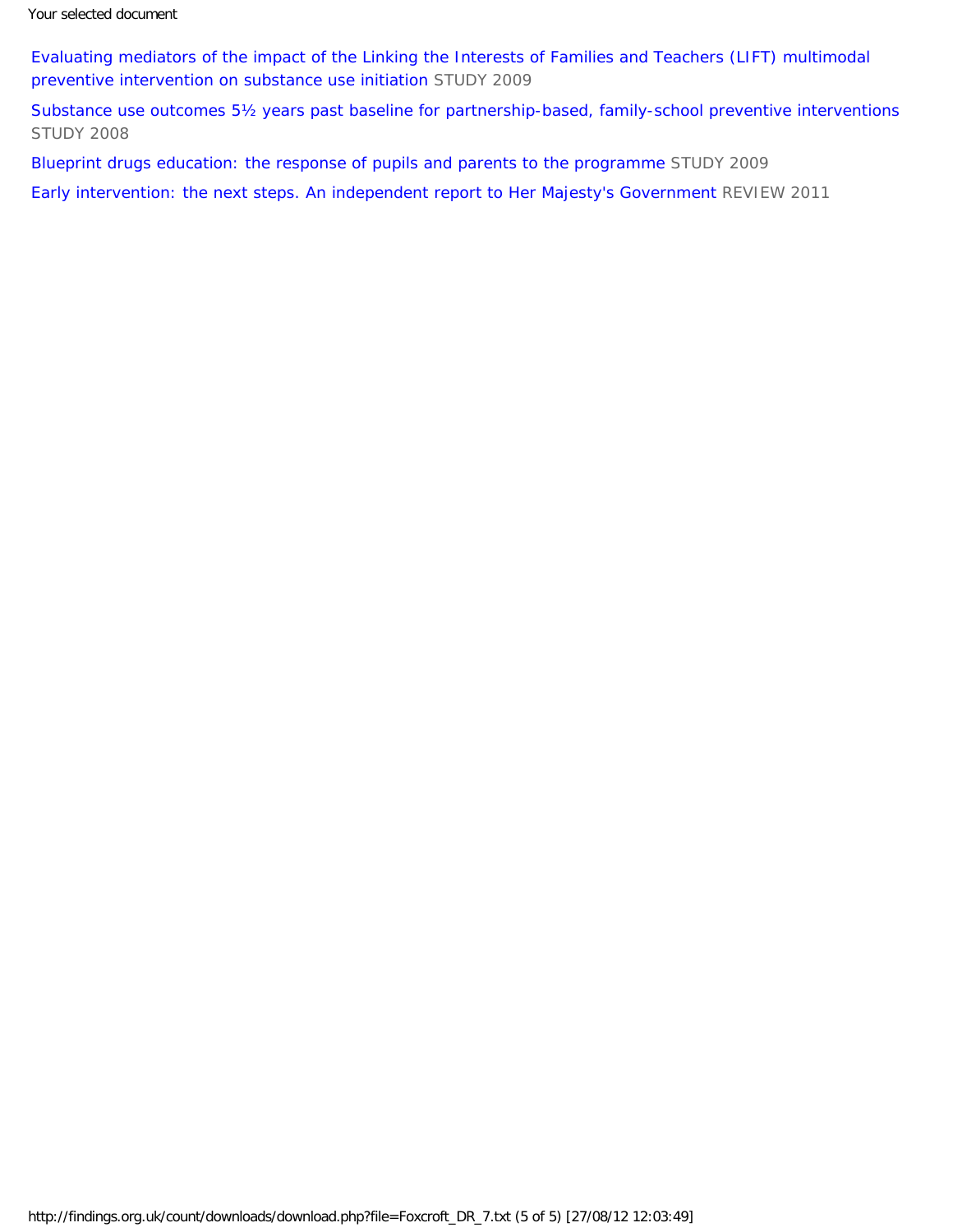Evaluating mediators of the impact of the Linking the Interests of Families and Teachers (LIFT) multimodal preventive intervention on substance use initiation STUDY 2009

Substance use outcomes 5½ years past baseline for partnership-based, family-school preventive interventions STUDY 2008

Blueprint drugs education: the response of pupils and parents to the programme STUDY 2009

Early intervention: the next steps. An independent report to Her Majesty's Government REVIEW 2011